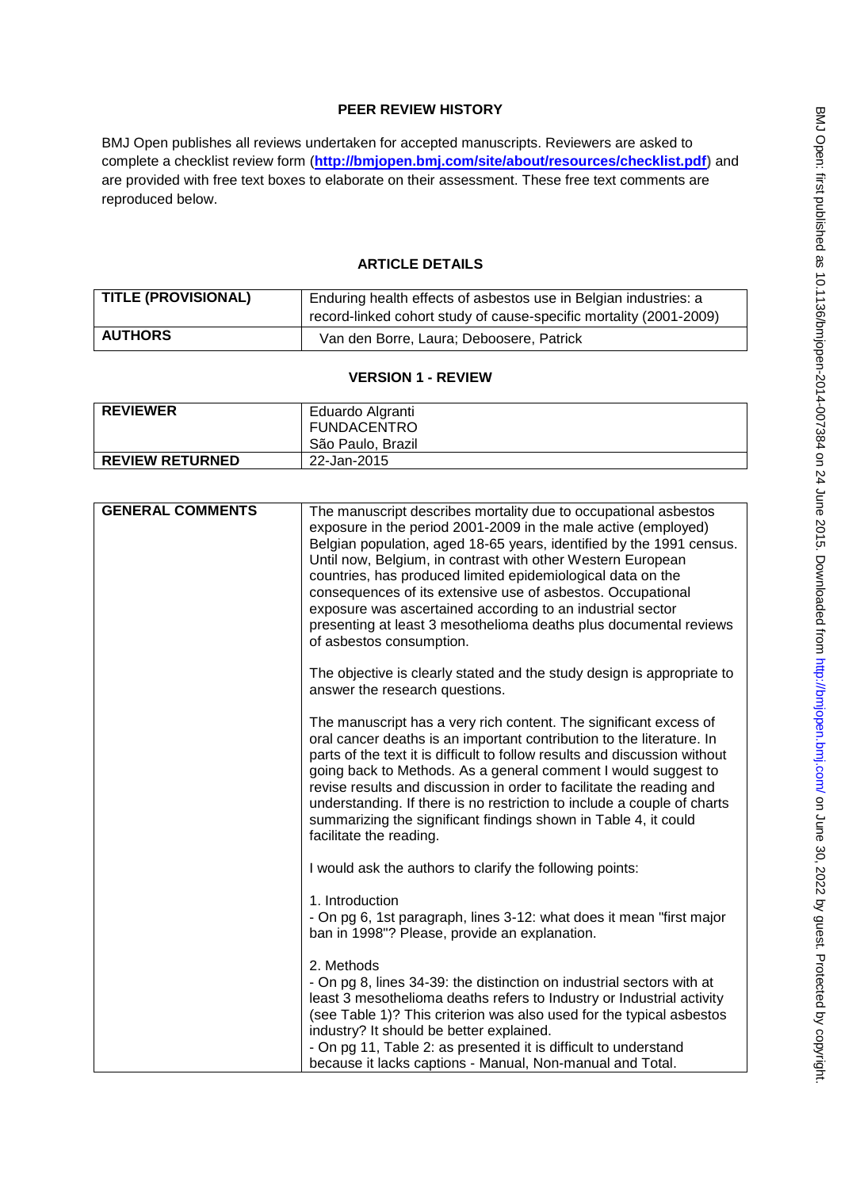# PEER REVIEW HISTORY

BMJ Open publishes all reviews undertaken for accepted manuscripts. Reviewers are asked to complete a checklist review form (**http://bmjopen.bmj.com/site/about/resources/checklist.pdf**) and are provided with free text boxes to elaborate on their assessment. These free text comments are reproduced below.

## ARTICLE DETAILS

| | |
|---|---|
| **TITLE (PROVISIONAL)** | Enduring health effects of asbestos use in Belgian industries: a record-linked cohort study of cause-specific mortality (2001-2009) |
| **AUTHORS** | Van den Borre, Laura; Deboosere, Patrick |

## VERSION 1 - REVIEW

| | |
|---|---|
| **REVIEWER** | Eduardo Algranti<br>FUNDACENTRO<br>São Paulo, Brazil |
| **REVIEW RETURNED** | 22-Jan-2015 |

| | |
|---|---|
| **GENERAL COMMENTS** | The manuscript describes mortality due to occupational asbestos exposure in the period 2001-2009 in the male active (employed) Belgian population, aged 18-65 years, identified by the 1991 census. Until now, Belgium, in contrast with other Western European countries, has produced limited epidemiological data on the consequences of its extensive use of asbestos. Occupational exposure was ascertained according to an industrial sector presenting at least 3 mesothelioma deaths plus documental reviews of asbestos consumption.<br><br>The objective is clearly stated and the study design is appropriate to answer the research questions.<br><br>The manuscript has a very rich content. The significant excess of oral cancer deaths is an important contribution to the literature. In parts of the text it is difficult to follow results and discussion without going back to Methods. As a general comment I would suggest to revise results and discussion in order to facilitate the reading and understanding. If there is no restriction to include a couple of charts summarizing the significant findings shown in Table 4, it could facilitate the reading.<br><br>I would ask the authors to clarify the following points:<br><br>1. Introduction<br>- On pg 6, 1st paragraph, lines 3-12: what does it mean "first major ban in 1998"? Please, provide an explanation.<br><br>2. Methods<br>- On pg 8, lines 34-39: the distinction on industrial sectors with at least 3 mesothelioma deaths refers to Industry or Industrial activity (see Table 1)? This criterion was also used for the typical asbestos industry? It should be better explained.<br>- On pg 11, Table 2: as presented it is difficult to understand because it lacks captions - Manual, Non-manual and Total. |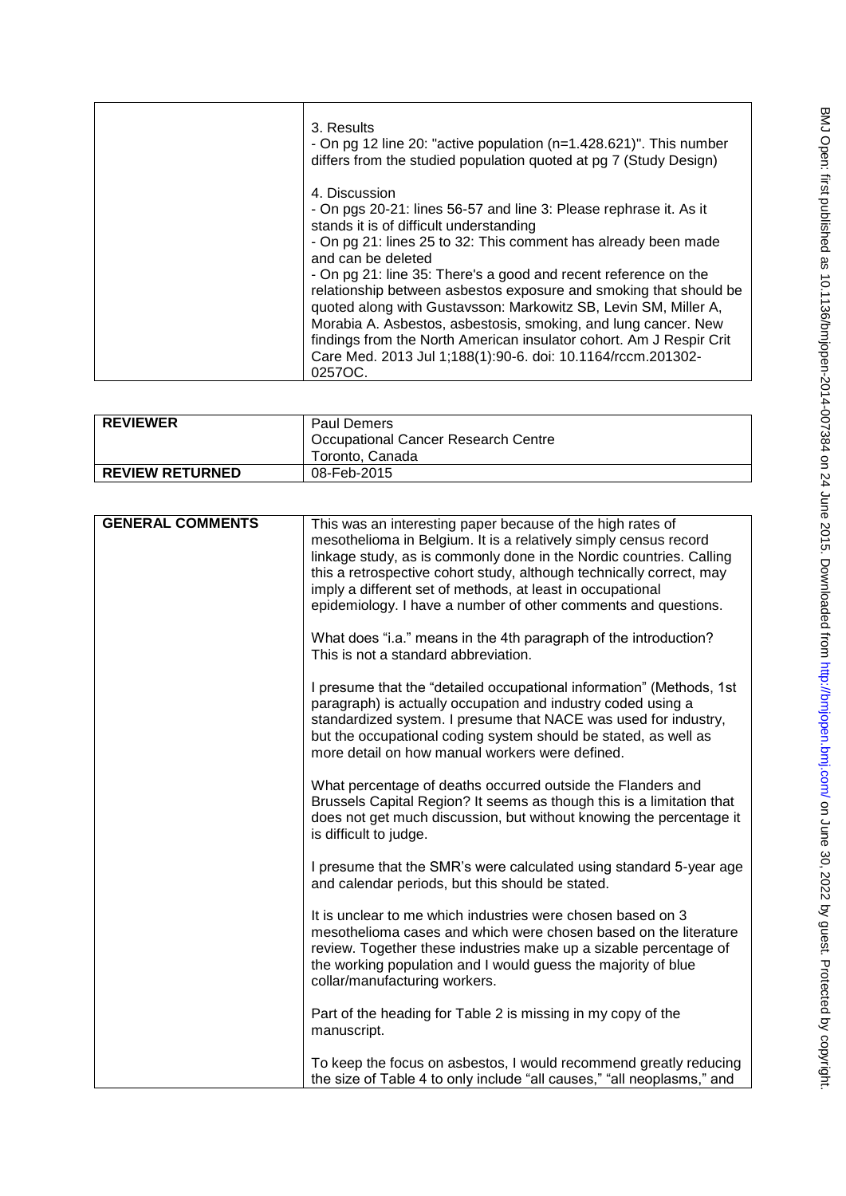| | |
|---|---|
| | 3. Results<br>- On pg 12 line 20: "active population (n=1.428.621)". This number differs from the studied population quoted at pg 7 (Study Design)<br><br>4. Discussion<br>- On pgs 20-21: lines 56-57 and line 3: Please rephrase it. As it stands it is of difficult understanding<br>- On pg 21: lines 25 to 32: This comment has already been made and can be deleted<br>- On pg 21: line 35: There's a good and recent reference on the relationship between asbestos exposure and smoking that should be quoted along with Gustavsson: Markowitz SB, Levin SM, Miller A, Morabia A. Asbestos, asbestosis, smoking, and lung cancer. New findings from the North American insulator cohort. Am J Respir Crit Care Med. 2013 Jul 1;188(1):90-6. doi: 10.1164/rccm.201302-0257OC. |

| | |
|---|---|
| **REVIEWER** | Paul Demers<br>Occupational Cancer Research Centre<br>Toronto, Canada |
| **REVIEW RETURNED** | 08-Feb-2015 |

| | |
|---|---|
| **GENERAL COMMENTS** | This was an interesting paper because of the high rates of mesothelioma in Belgium. It is a relatively simply census record linkage study, as is commonly done in the Nordic countries. Calling this a retrospective cohort study, although technically correct, may imply a different set of methods, at least in occupational epidemiology. I have a number of other comments and questions.<br><br>What does "i.a." means in the 4th paragraph of the introduction? This is not a standard abbreviation.<br><br>I presume that the "detailed occupational information" (Methods, 1st paragraph) is actually occupation and industry coded using a standardized system. I presume that NACE was used for industry, but the occupational coding system should be stated, as well as more detail on how manual workers were defined.<br><br>What percentage of deaths occurred outside the Flanders and Brussels Capital Region? It seems as though this is a limitation that does not get much discussion, but without knowing the percentage it is difficult to judge.<br><br>I presume that the SMR's were calculated using standard 5-year age and calendar periods, but this should be stated.<br><br>It is unclear to me which industries were chosen based on 3 mesothelioma cases and which were chosen based on the literature review. Together these industries make up a sizable percentage of the working population and I would guess the majority of blue collar/manufacturing workers.<br><br>Part of the heading for Table 2 is missing in my copy of the manuscript.<br><br>To keep the focus on asbestos, I would recommend greatly reducing the size of Table 4 to only include "all causes," "all neoplasms," and |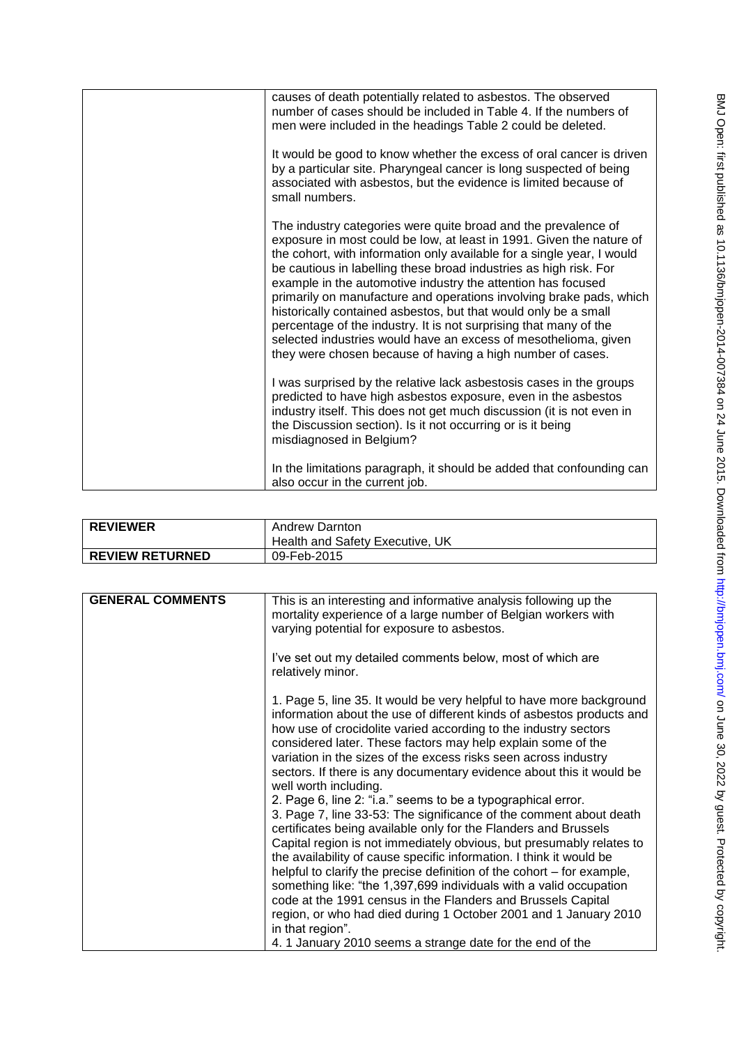| | causes of death potentially related to asbestos. The observed number of cases should be included in Table 4. If the numbers of men were included in the headings Table 2 could be deleted.<br><br>It would be good to know whether the excess of oral cancer is driven by a particular site. Pharyngeal cancer is long suspected of being associated with asbestos, but the evidence is limited because of small numbers.<br><br>The industry categories were quite broad and the prevalence of exposure in most could be low, at least in 1991. Given the nature of the cohort, with information only available for a single year, I would be cautious in labelling these broad industries as high risk. For example in the automotive industry the attention has focused primarily on manufacture and operations involving brake pads, which historically contained asbestos, but that would only be a small percentage of the industry. It is not surprising that many of the selected industries would have an excess of mesothelioma, given they were chosen because of having a high number of cases.<br><br>I was surprised by the relative lack asbestosis cases in the groups predicted to have high asbestos exposure, even in the asbestos industry itself. This does not get much discussion (it is not even in the Discussion section). Is it not occurring or is it being misdiagnosed in Belgium?<br><br>In the limitations paragraph, it should be added that confounding can also occur in the current job. |
|---|---|

| **REVIEWER** | Andrew Darnton<br>Health and Safety Executive, UK |
|---|---|
| **REVIEW RETURNED** | 09-Feb-2015 |

| **GENERAL COMMENTS** | This is an interesting and informative analysis following up the mortality experience of a large number of Belgian workers with varying potential for exposure to asbestos.<br><br>I've set out my detailed comments below, most of which are relatively minor.<br><br>1. Page 5, line 35. It would be very helpful to have more background information about the use of different kinds of asbestos products and how use of crocidolite varied according to the industry sectors considered later. These factors may help explain some of the variation in the sizes of the excess risks seen across industry sectors. If there is any documentary evidence about this it would be well worth including.<br>2. Page 6, line 2: "i.a." seems to be a typographical error.<br>3. Page 7, line 33-53: The significance of the comment about death certificates being available only for the Flanders and Brussels Capital region is not immediately obvious, but presumably relates to the availability of cause specific information. I think it would be helpful to clarify the precise definition of the cohort – for example, something like: "the 1,397,699 individuals with a valid occupation code at the 1991 census in the Flanders and Brussels Capital region, or who had died during 1 October 2001 and 1 January 2010 in that region".<br>4. 1 January 2010 seems a strange date for the end of the |
|---|---|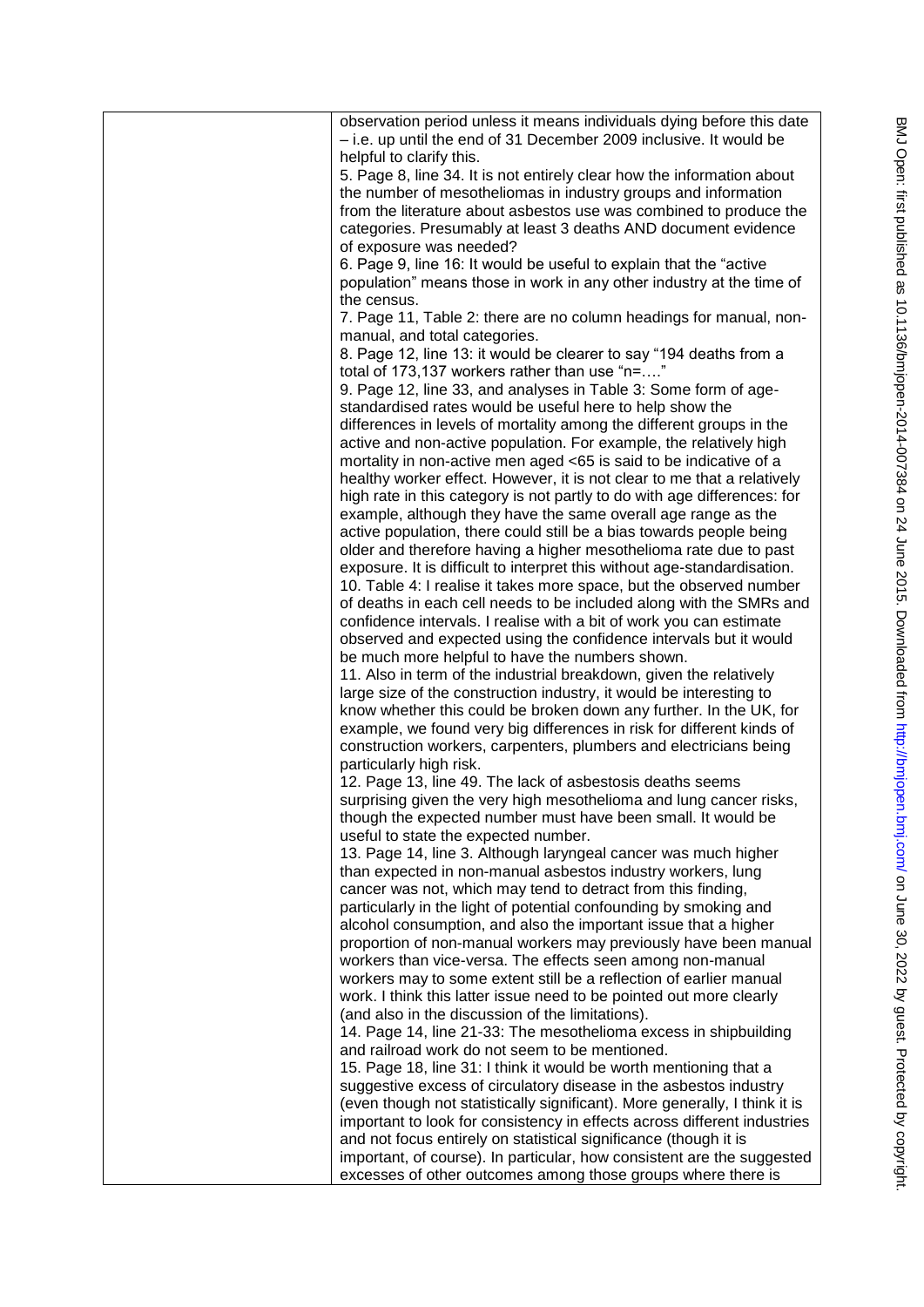observation period unless it means individuals dying before this date – i.e. up until the end of 31 December 2009 inclusive. It would be helpful to clarify this.

5. Page 8, line 34. It is not entirely clear how the information about the number of mesotheliomas in industry groups and information from the literature about asbestos use was combined to produce the categories. Presumably at least 3 deaths AND document evidence of exposure was needed?

6. Page 9, line 16: It would be useful to explain that the "active population" means those in work in any other industry at the time of the census.

7. Page 11, Table 2: there are no column headings for manual, non-manual, and total categories.

8. Page 12, line 13: it would be clearer to say "194 deaths from a total of 173,137 workers rather than use "n=…."

9. Page 12, line 33, and analyses in Table 3: Some form of age-standardised rates would be useful here to help show the differences in levels of mortality among the different groups in the active and non-active population. For example, the relatively high mortality in non-active men aged <65 is said to be indicative of a healthy worker effect. However, it is not clear to me that a relatively high rate in this category is not partly to do with age differences: for example, although they have the same overall age range as the active population, there could still be a bias towards people being older and therefore having a higher mesothelioma rate due to past exposure. It is difficult to interpret this without age-standardisation.

10. Table 4: I realise it takes more space, but the observed number of deaths in each cell needs to be included along with the SMRs and confidence intervals. I realise with a bit of work you can estimate observed and expected using the confidence intervals but it would be much more helpful to have the numbers shown.

11. Also in term of the industrial breakdown, given the relatively large size of the construction industry, it would be interesting to know whether this could be broken down any further. In the UK, for example, we found very big differences in risk for different kinds of construction workers, carpenters, plumbers and electricians being particularly high risk.

12. Page 13, line 49. The lack of asbestosis deaths seems surprising given the very high mesothelioma and lung cancer risks, though the expected number must have been small. It would be useful to state the expected number.

13. Page 14, line 3. Although laryngeal cancer was much higher than expected in non-manual asbestos industry workers, lung cancer was not, which may tend to detract from this finding, particularly in the light of potential confounding by smoking and alcohol consumption, and also the important issue that a higher proportion of non-manual workers may previously have been manual workers than vice-versa. The effects seen among non-manual workers may to some extent still be a reflection of earlier manual work. I think this latter issue need to be pointed out more clearly (and also in the discussion of the limitations).

14. Page 14, line 21-33: The mesothelioma excess in shipbuilding and railroad work do not seem to be mentioned.

15. Page 18, line 31: I think it would be worth mentioning that a suggestive excess of circulatory disease in the asbestos industry (even though not statistically significant). More generally, I think it is important to look for consistency in effects across different industries and not focus entirely on statistical significance (though it is important, of course). In particular, how consistent are the suggested excesses of other outcomes among those groups where there is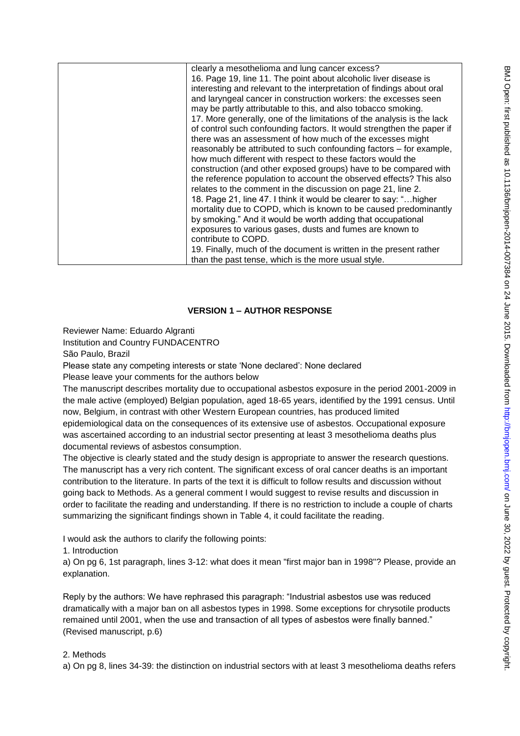| | clearly a mesothelioma and lung cancer excess?<br>16. Page 19, line 11. The point about alcoholic liver disease is interesting and relevant to the interpretation of findings about oral and laryngeal cancer in construction workers: the excesses seen may be partly attributable to this, and also tobacco smoking.<br>17. More generally, one of the limitations of the analysis is the lack of control such confounding factors. It would strengthen the paper if there was an assessment of how much of the excesses might reasonably be attributed to such confounding factors – for example, how much different with respect to these factors would the construction (and other exposed groups) have to be compared with the reference population to account the observed effects? This also relates to the comment in the discussion on page 21, line 2.<br>18. Page 21, line 47. I think it would be clearer to say: "…higher mortality due to COPD, which is known to be caused predominantly by smoking." And it would be worth adding that occupational exposures to various gases, dusts and fumes are known to contribute to COPD.<br>19. Finally, much of the document is written in the present rather than the past tense, which is the more usual style. |
|---|---|

**VERSION 1 – AUTHOR RESPONSE**

Reviewer Name: Eduardo Algranti
Institution and Country FUNDACENTRO
São Paulo, Brazil
Please state any competing interests or state 'None declared': None declared
Please leave your comments for the authors below

The manuscript describes mortality due to occupational asbestos exposure in the period 2001-2009 in the male active (employed) Belgian population, aged 18-65 years, identified by the 1991 census. Until now, Belgium, in contrast with other Western European countries, has produced limited epidemiological data on the consequences of its extensive use of asbestos. Occupational exposure was ascertained according to an industrial sector presenting at least 3 mesothelioma deaths plus documental reviews of asbestos consumption.

The objective is clearly stated and the study design is appropriate to answer the research questions. The manuscript has a very rich content. The significant excess of oral cancer deaths is an important contribution to the literature. In parts of the text it is difficult to follow results and discussion without going back to Methods. As a general comment I would suggest to revise results and discussion in order to facilitate the reading and understanding. If there is no restriction to include a couple of charts summarizing the significant findings shown in Table 4, it could facilitate the reading.

I would ask the authors to clarify the following points:

1. Introduction

a) On pg 6, 1st paragraph, lines 3-12: what does it mean "first major ban in 1998"? Please, provide an explanation.

Reply by the authors: We have rephrased this paragraph: "Industrial asbestos use was reduced dramatically with a major ban on all asbestos types in 1998. Some exceptions for chrysotile products remained until 2001, when the use and transaction of all types of asbestos were finally banned." (Revised manuscript, p.6)

2. Methods

a) On pg 8, lines 34-39: the distinction on industrial sectors with at least 3 mesothelioma deaths refers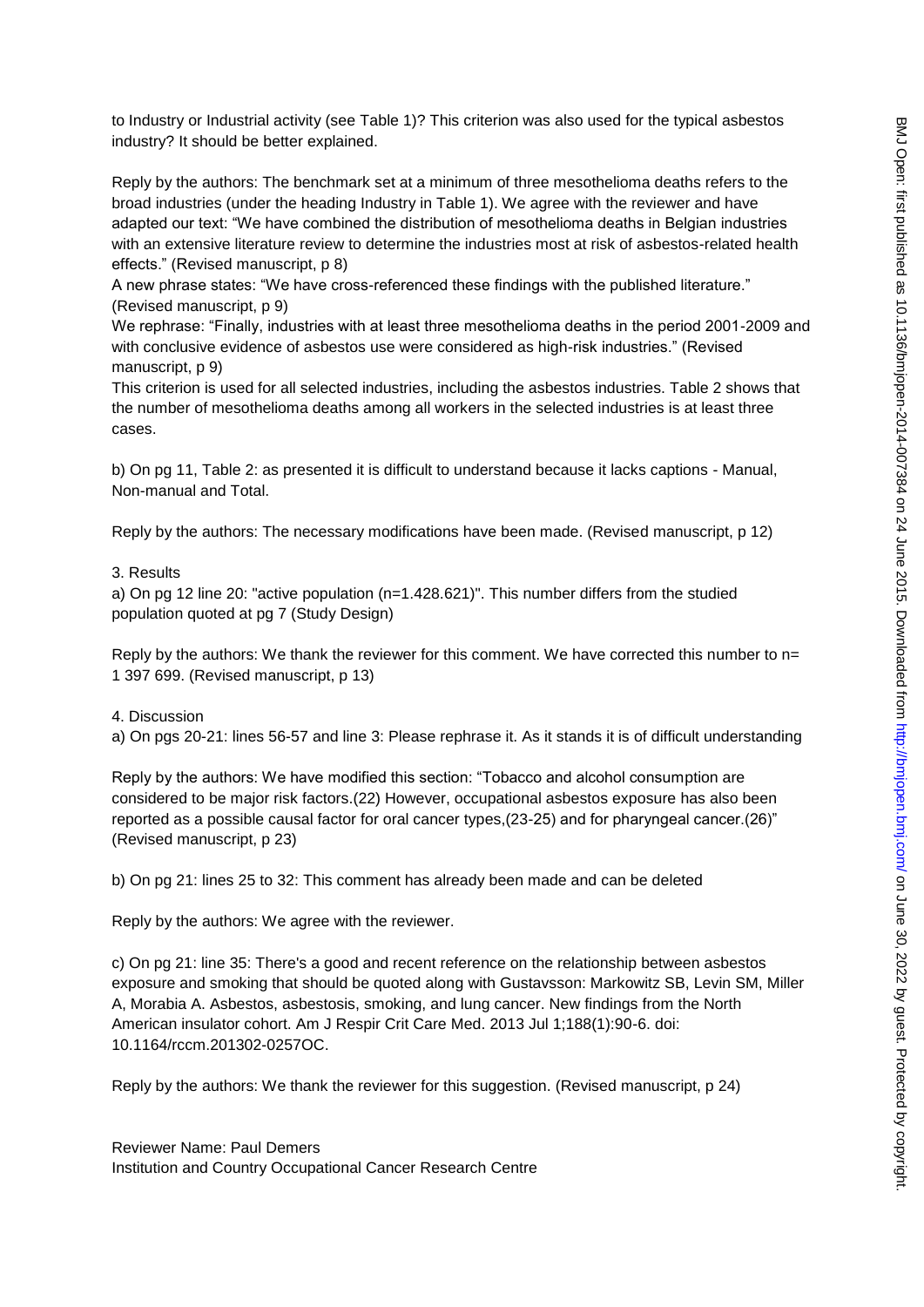to Industry or Industrial activity (see Table 1)? This criterion was also used for the typical asbestos industry? It should be better explained.

Reply by the authors: The benchmark set at a minimum of three mesothelioma deaths refers to the broad industries (under the heading Industry in Table 1). We agree with the reviewer and have adapted our text: "We have combined the distribution of mesothelioma deaths in Belgian industries with an extensive literature review to determine the industries most at risk of asbestos-related health effects." (Revised manuscript, p 8)

A new phrase states: "We have cross-referenced these findings with the published literature." (Revised manuscript, p 9)

We rephrase: "Finally, industries with at least three mesothelioma deaths in the period 2001-2009 and with conclusive evidence of asbestos use were considered as high-risk industries." (Revised manuscript, p 9)

This criterion is used for all selected industries, including the asbestos industries. Table 2 shows that the number of mesothelioma deaths among all workers in the selected industries is at least three cases.

b) On pg 11, Table 2: as presented it is difficult to understand because it lacks captions - Manual, Non-manual and Total.

Reply by the authors: The necessary modifications have been made. (Revised manuscript, p 12)

3. Results

a) On pg 12 line 20: "active population (n=1.428.621)". This number differs from the studied population quoted at pg 7 (Study Design)

Reply by the authors: We thank the reviewer for this comment. We have corrected this number to n= 1 397 699. (Revised manuscript, p 13)

4. Discussion

a) On pgs 20-21: lines 56-57 and line 3: Please rephrase it. As it stands it is of difficult understanding

Reply by the authors: We have modified this section: "Tobacco and alcohol consumption are considered to be major risk factors.(22) However, occupational asbestos exposure has also been reported as a possible causal factor for oral cancer types,(23-25) and for pharyngeal cancer.(26)" (Revised manuscript, p 23)

b) On pg 21: lines 25 to 32: This comment has already been made and can be deleted

Reply by the authors: We agree with the reviewer.

c) On pg 21: line 35: There's a good and recent reference on the relationship between asbestos exposure and smoking that should be quoted along with Gustavsson: Markowitz SB, Levin SM, Miller A, Morabia A. Asbestos, asbestosis, smoking, and lung cancer. New findings from the North American insulator cohort. Am J Respir Crit Care Med. 2013 Jul 1;188(1):90-6. doi: 10.1164/rccm.201302-0257OC.

Reply by the authors: We thank the reviewer for this suggestion. (Revised manuscript, p 24)

Reviewer Name: Paul Demers

Institution and Country Occupational Cancer Research Centre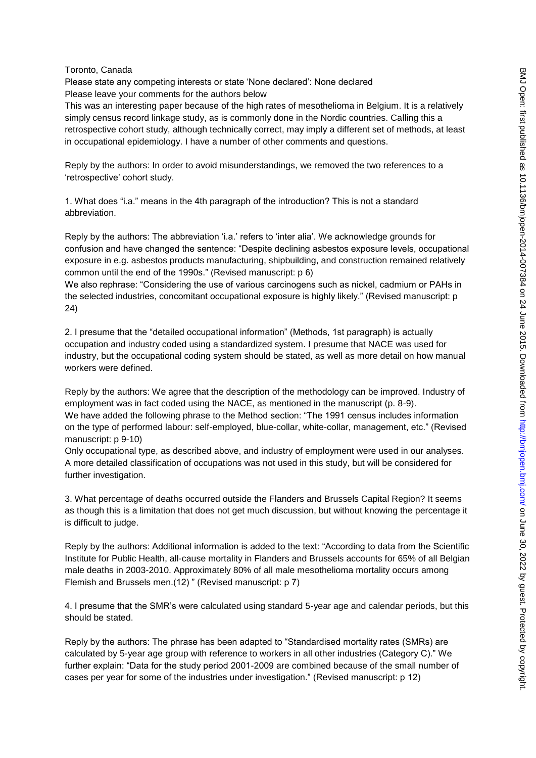Toronto, Canada

Please state any competing interests or state 'None declared': None declared

Please leave your comments for the authors below

This was an interesting paper because of the high rates of mesothelioma in Belgium. It is a relatively simply census record linkage study, as is commonly done in the Nordic countries. Calling this a retrospective cohort study, although technically correct, may imply a different set of methods, at least in occupational epidemiology. I have a number of other comments and questions.

Reply by the authors: In order to avoid misunderstandings, we removed the two references to a 'retrospective' cohort study.

1. What does "i.a." means in the 4th paragraph of the introduction? This is not a standard abbreviation.

Reply by the authors: The abbreviation 'i.a.' refers to 'inter alia'. We acknowledge grounds for confusion and have changed the sentence: "Despite declining asbestos exposure levels, occupational exposure in e.g. asbestos products manufacturing, shipbuilding, and construction remained relatively common until the end of the 1990s." (Revised manuscript: p 6)

We also rephrase: "Considering the use of various carcinogens such as nickel, cadmium or PAHs in the selected industries, concomitant occupational exposure is highly likely." (Revised manuscript: p 24)

2. I presume that the "detailed occupational information" (Methods, 1st paragraph) is actually occupation and industry coded using a standardized system. I presume that NACE was used for industry, but the occupational coding system should be stated, as well as more detail on how manual workers were defined.

Reply by the authors: We agree that the description of the methodology can be improved. Industry of employment was in fact coded using the NACE, as mentioned in the manuscript (p. 8-9).

We have added the following phrase to the Method section: "The 1991 census includes information on the type of performed labour: self-employed, blue-collar, white-collar, management, etc." (Revised manuscript: p 9-10)

Only occupational type, as described above, and industry of employment were used in our analyses. A more detailed classification of occupations was not used in this study, but will be considered for further investigation.

3. What percentage of deaths occurred outside the Flanders and Brussels Capital Region? It seems as though this is a limitation that does not get much discussion, but without knowing the percentage it is difficult to judge.

Reply by the authors: Additional information is added to the text: "According to data from the Scientific Institute for Public Health, all-cause mortality in Flanders and Brussels accounts for 65% of all Belgian male deaths in 2003-2010. Approximately 80% of all male mesothelioma mortality occurs among Flemish and Brussels men.(12) " (Revised manuscript: p 7)

4. I presume that the SMR's were calculated using standard 5-year age and calendar periods, but this should be stated.

Reply by the authors: The phrase has been adapted to "Standardised mortality rates (SMRs) are calculated by 5-year age group with reference to workers in all other industries (Category C)." We further explain: "Data for the study period 2001-2009 are combined because of the small number of cases per year for some of the industries under investigation." (Revised manuscript: p 12)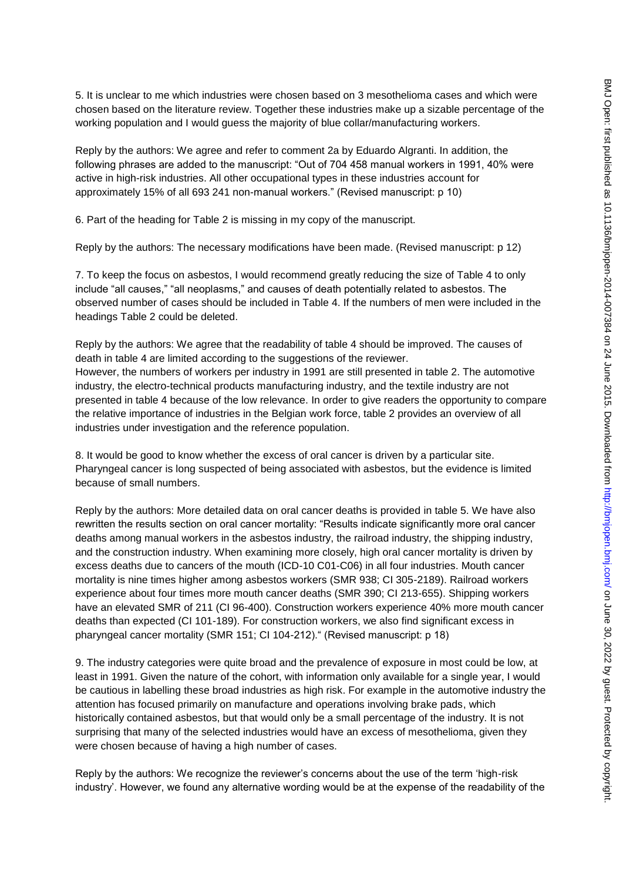5. It is unclear to me which industries were chosen based on 3 mesothelioma cases and which were chosen based on the literature review. Together these industries make up a sizable percentage of the working population and I would guess the majority of blue collar/manufacturing workers.

Reply by the authors: We agree and refer to comment 2a by Eduardo Algranti. In addition, the following phrases are added to the manuscript: "Out of 704 458 manual workers in 1991, 40% were active in high-risk industries. All other occupational types in these industries account for approximately 15% of all 693 241 non-manual workers." (Revised manuscript: p 10)

6. Part of the heading for Table 2 is missing in my copy of the manuscript.

Reply by the authors: The necessary modifications have been made. (Revised manuscript: p 12)

7. To keep the focus on asbestos, I would recommend greatly reducing the size of Table 4 to only include "all causes," "all neoplasms," and causes of death potentially related to asbestos. The observed number of cases should be included in Table 4. If the numbers of men were included in the headings Table 2 could be deleted.

Reply by the authors: We agree that the readability of table 4 should be improved. The causes of death in table 4 are limited according to the suggestions of the reviewer.
However, the numbers of workers per industry in 1991 are still presented in table 2. The automotive industry, the electro-technical products manufacturing industry, and the textile industry are not presented in table 4 because of the low relevance. In order to give readers the opportunity to compare the relative importance of industries in the Belgian work force, table 2 provides an overview of all industries under investigation and the reference population.

8. It would be good to know whether the excess of oral cancer is driven by a particular site. Pharyngeal cancer is long suspected of being associated with asbestos, but the evidence is limited because of small numbers.

Reply by the authors: More detailed data on oral cancer deaths is provided in table 5. We have also rewritten the results section on oral cancer mortality: "Results indicate significantly more oral cancer deaths among manual workers in the asbestos industry, the railroad industry, the shipping industry, and the construction industry. When examining more closely, high oral cancer mortality is driven by excess deaths due to cancers of the mouth (ICD-10 C01-C06) in all four industries. Mouth cancer mortality is nine times higher among asbestos workers (SMR 938; CI 305-2189). Railroad workers experience about four times more mouth cancer deaths (SMR 390; CI 213-655). Shipping workers have an elevated SMR of 211 (CI 96-400). Construction workers experience 40% more mouth cancer deaths than expected (CI 101-189). For construction workers, we also find significant excess in pharyngeal cancer mortality (SMR 151; CI 104-212)." (Revised manuscript: p 18)

9. The industry categories were quite broad and the prevalence of exposure in most could be low, at least in 1991. Given the nature of the cohort, with information only available for a single year, I would be cautious in labelling these broad industries as high risk. For example in the automotive industry the attention has focused primarily on manufacture and operations involving brake pads, which historically contained asbestos, but that would only be a small percentage of the industry. It is not surprising that many of the selected industries would have an excess of mesothelioma, given they were chosen because of having a high number of cases.

Reply by the authors: We recognize the reviewer's concerns about the use of the term 'high-risk industry'. However, we found any alternative wording would be at the expense of the readability of the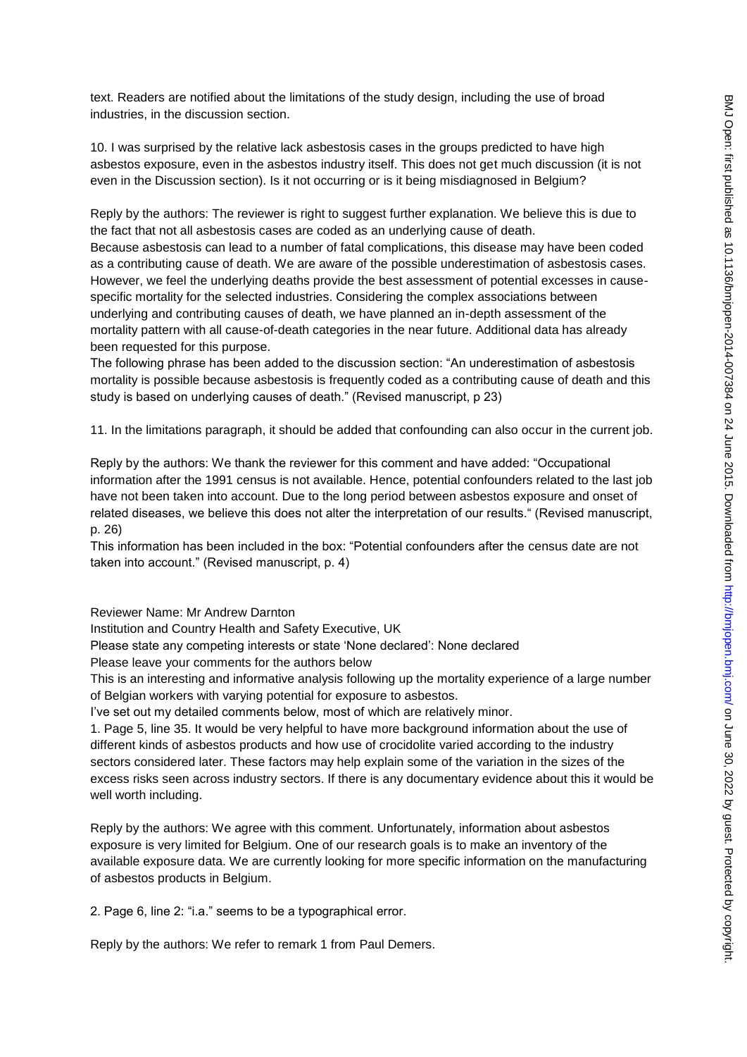text. Readers are notified about the limitations of the study design, including the use of broad industries, in the discussion section.

10. I was surprised by the relative lack asbestosis cases in the groups predicted to have high asbestos exposure, even in the asbestos industry itself. This does not get much discussion (it is not even in the Discussion section). Is it not occurring or is it being misdiagnosed in Belgium?

Reply by the authors: The reviewer is right to suggest further explanation. We believe this is due to the fact that not all asbestosis cases are coded as an underlying cause of death.
Because asbestosis can lead to a number of fatal complications, this disease may have been coded as a contributing cause of death. We are aware of the possible underestimation of asbestosis cases. However, we feel the underlying deaths provide the best assessment of potential excesses in cause-specific mortality for the selected industries. Considering the complex associations between underlying and contributing causes of death, we have planned an in-depth assessment of the mortality pattern with all cause-of-death categories in the near future. Additional data has already been requested for this purpose.
The following phrase has been added to the discussion section: "An underestimation of asbestosis mortality is possible because asbestosis is frequently coded as a contributing cause of death and this study is based on underlying causes of death." (Revised manuscript, p 23)

11. In the limitations paragraph, it should be added that confounding can also occur in the current job.

Reply by the authors: We thank the reviewer for this comment and have added: "Occupational information after the 1991 census is not available. Hence, potential confounders related to the last job have not been taken into account. Due to the long period between asbestos exposure and onset of related diseases, we believe this does not alter the interpretation of our results." (Revised manuscript, p. 26)
This information has been included in the box: "Potential confounders after the census date are not taken into account." (Revised manuscript, p. 4)

Reviewer Name: Mr Andrew Darnton
Institution and Country Health and Safety Executive, UK
Please state any competing interests or state 'None declared': None declared
Please leave your comments for the authors below
This is an interesting and informative analysis following up the mortality experience of a large number of Belgian workers with varying potential for exposure to asbestos.
I've set out my detailed comments below, most of which are relatively minor.
1. Page 5, line 35. It would be very helpful to have more background information about the use of different kinds of asbestos products and how use of crocidolite varied according to the industry sectors considered later. These factors may help explain some of the variation in the sizes of the excess risks seen across industry sectors. If there is any documentary evidence about this it would be well worth including.

Reply by the authors: We agree with this comment. Unfortunately, information about asbestos exposure is very limited for Belgium. One of our research goals is to make an inventory of the available exposure data. We are currently looking for more specific information on the manufacturing of asbestos products in Belgium.

2. Page 6, line 2: "i.a." seems to be a typographical error.

Reply by the authors: We refer to remark 1 from Paul Demers.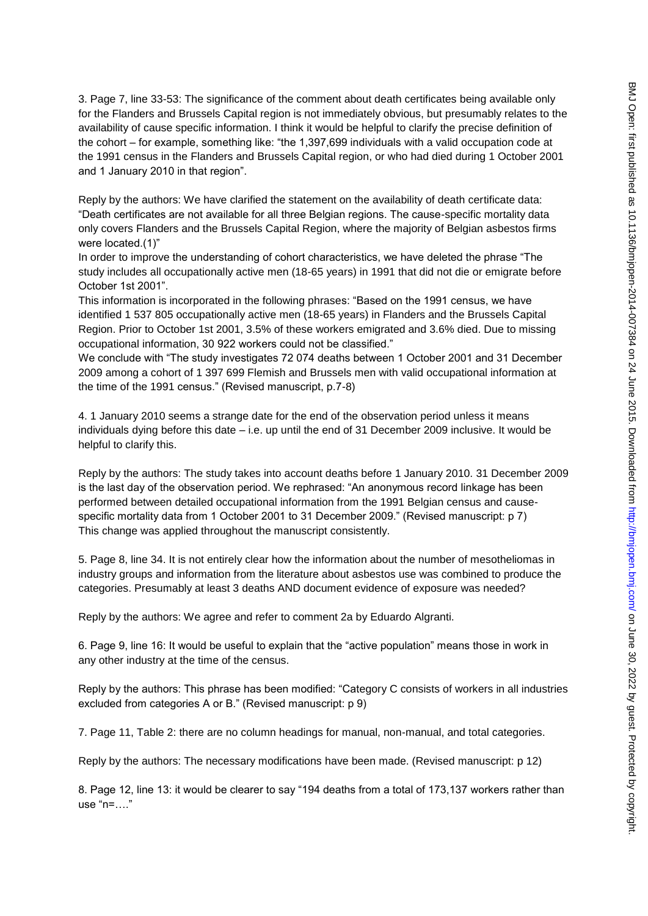3. Page 7, line 33-53: The significance of the comment about death certificates being available only for the Flanders and Brussels Capital region is not immediately obvious, but presumably relates to the availability of cause specific information. I think it would be helpful to clarify the precise definition of the cohort – for example, something like: "the 1,397,699 individuals with a valid occupation code at the 1991 census in the Flanders and Brussels Capital region, or who had died during 1 October 2001 and 1 January 2010 in that region".

Reply by the authors: We have clarified the statement on the availability of death certificate data: "Death certificates are not available for all three Belgian regions. The cause-specific mortality data only covers Flanders and the Brussels Capital Region, where the majority of Belgian asbestos firms were located.(1)"

In order to improve the understanding of cohort characteristics, we have deleted the phrase "The study includes all occupationally active men (18-65 years) in 1991 that did not die or emigrate before October 1st 2001".

This information is incorporated in the following phrases: "Based on the 1991 census, we have identified 1 537 805 occupationally active men (18-65 years) in Flanders and the Brussels Capital Region. Prior to October 1st 2001, 3.5% of these workers emigrated and 3.6% died. Due to missing occupational information, 30 922 workers could not be classified."

We conclude with "The study investigates 72 074 deaths between 1 October 2001 and 31 December 2009 among a cohort of 1 397 699 Flemish and Brussels men with valid occupational information at the time of the 1991 census." (Revised manuscript, p.7-8)

4. 1 January 2010 seems a strange date for the end of the observation period unless it means individuals dying before this date – i.e. up until the end of 31 December 2009 inclusive. It would be helpful to clarify this.

Reply by the authors: The study takes into account deaths before 1 January 2010. 31 December 2009 is the last day of the observation period. We rephrased: "An anonymous record linkage has been performed between detailed occupational information from the 1991 Belgian census and cause-specific mortality data from 1 October 2001 to 31 December 2009." (Revised manuscript: p 7)
This change was applied throughout the manuscript consistently.

5. Page 8, line 34. It is not entirely clear how the information about the number of mesotheliomas in industry groups and information from the literature about asbestos use was combined to produce the categories. Presumably at least 3 deaths AND document evidence of exposure was needed?

Reply by the authors: We agree and refer to comment 2a by Eduardo Algranti.

6. Page 9, line 16: It would be useful to explain that the "active population" means those in work in any other industry at the time of the census.

Reply by the authors: This phrase has been modified: "Category C consists of workers in all industries excluded from categories A or B." (Revised manuscript: p 9)

7. Page 11, Table 2: there are no column headings for manual, non-manual, and total categories.

Reply by the authors: The necessary modifications have been made. (Revised manuscript: p 12)

8. Page 12, line 13: it would be clearer to say "194 deaths from a total of 173,137 workers rather than use "n=…."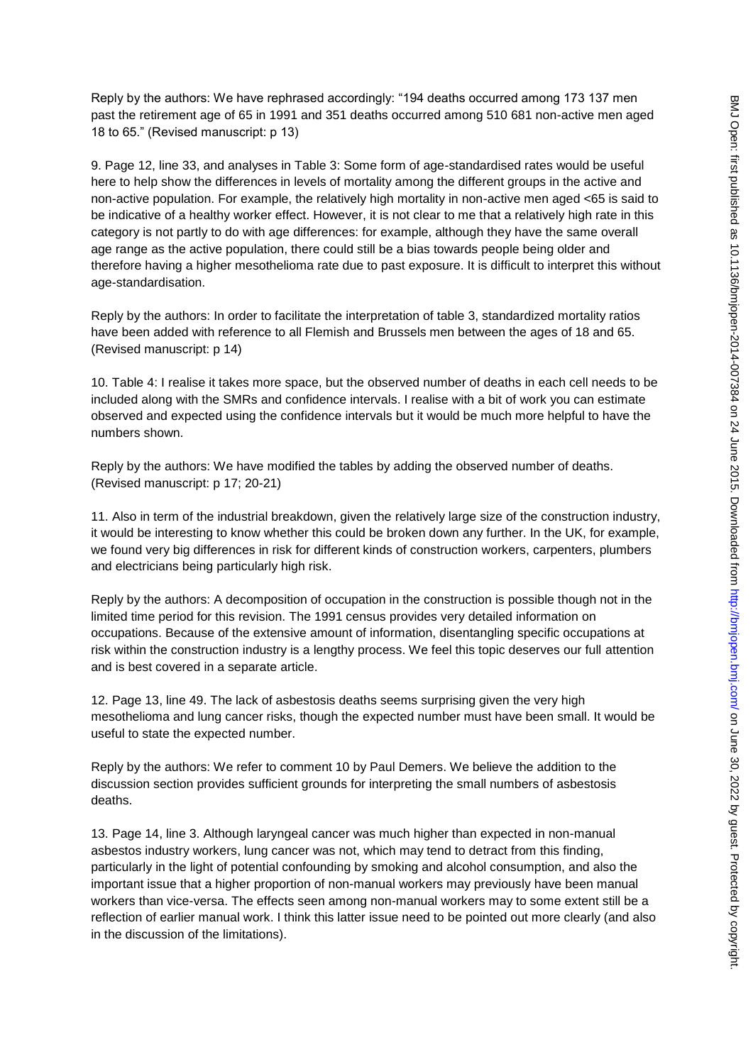Reply by the authors: We have rephrased accordingly: “194 deaths occurred among 173 137 men past the retirement age of 65 in 1991 and 351 deaths occurred among 510 681 non-active men aged 18 to 65.” (Revised manuscript: p 13)

9. Page 12, line 33, and analyses in Table 3: Some form of age-standardised rates would be useful here to help show the differences in levels of mortality among the different groups in the active and non-active population. For example, the relatively high mortality in non-active men aged <65 is said to be indicative of a healthy worker effect. However, it is not clear to me that a relatively high rate in this category is not partly to do with age differences: for example, although they have the same overall age range as the active population, there could still be a bias towards people being older and therefore having a higher mesothelioma rate due to past exposure. It is difficult to interpret this without age-standardisation.

Reply by the authors: In order to facilitate the interpretation of table 3, standardized mortality ratios have been added with reference to all Flemish and Brussels men between the ages of 18 and 65. (Revised manuscript: p 14)

10. Table 4: I realise it takes more space, but the observed number of deaths in each cell needs to be included along with the SMRs and confidence intervals. I realise with a bit of work you can estimate observed and expected using the confidence intervals but it would be much more helpful to have the numbers shown.

Reply by the authors: We have modified the tables by adding the observed number of deaths. (Revised manuscript: p 17; 20-21)

11. Also in term of the industrial breakdown, given the relatively large size of the construction industry, it would be interesting to know whether this could be broken down any further. In the UK, for example, we found very big differences in risk for different kinds of construction workers, carpenters, plumbers and electricians being particularly high risk.

Reply by the authors: A decomposition of occupation in the construction is possible though not in the limited time period for this revision. The 1991 census provides very detailed information on occupations. Because of the extensive amount of information, disentangling specific occupations at risk within the construction industry is a lengthy process. We feel this topic deserves our full attention and is best covered in a separate article.

12. Page 13, line 49. The lack of asbestosis deaths seems surprising given the very high mesothelioma and lung cancer risks, though the expected number must have been small. It would be useful to state the expected number.

Reply by the authors: We refer to comment 10 by Paul Demers. We believe the addition to the discussion section provides sufficient grounds for interpreting the small numbers of asbestosis deaths.

13. Page 14, line 3. Although laryngeal cancer was much higher than expected in non-manual asbestos industry workers, lung cancer was not, which may tend to detract from this finding, particularly in the light of potential confounding by smoking and alcohol consumption, and also the important issue that a higher proportion of non-manual workers may previously have been manual workers than vice-versa. The effects seen among non-manual workers may to some extent still be a reflection of earlier manual work. I think this latter issue need to be pointed out more clearly (and also in the discussion of the limitations).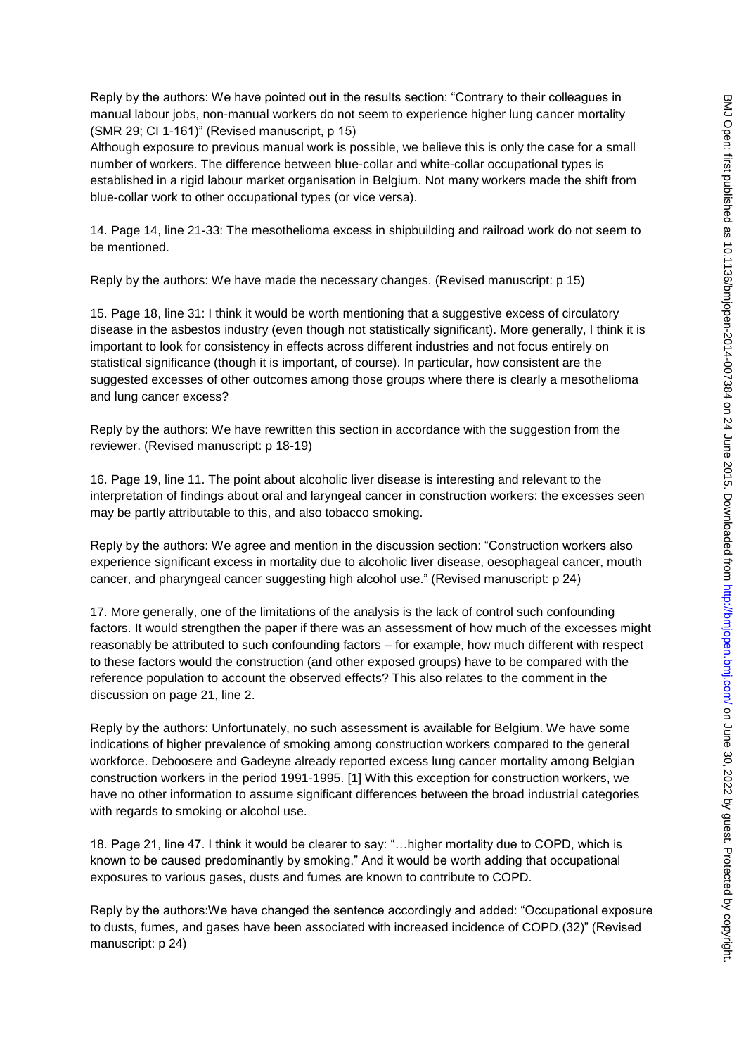Reply by the authors: We have pointed out in the results section: "Contrary to their colleagues in manual labour jobs, non-manual workers do not seem to experience higher lung cancer mortality (SMR 29; CI 1-161)" (Revised manuscript, p 15)

Although exposure to previous manual work is possible, we believe this is only the case for a small number of workers. The difference between blue-collar and white-collar occupational types is established in a rigid labour market organisation in Belgium. Not many workers made the shift from blue-collar work to other occupational types (or vice versa).

14. Page 14, line 21-33: The mesothelioma excess in shipbuilding and railroad work do not seem to be mentioned.

Reply by the authors: We have made the necessary changes. (Revised manuscript: p 15)

15. Page 18, line 31: I think it would be worth mentioning that a suggestive excess of circulatory disease in the asbestos industry (even though not statistically significant). More generally, I think it is important to look for consistency in effects across different industries and not focus entirely on statistical significance (though it is important, of course). In particular, how consistent are the suggested excesses of other outcomes among those groups where there is clearly a mesothelioma and lung cancer excess?

Reply by the authors: We have rewritten this section in accordance with the suggestion from the reviewer. (Revised manuscript: p 18-19)

16. Page 19, line 11. The point about alcoholic liver disease is interesting and relevant to the interpretation of findings about oral and laryngeal cancer in construction workers: the excesses seen may be partly attributable to this, and also tobacco smoking.

Reply by the authors: We agree and mention in the discussion section: "Construction workers also experience significant excess in mortality due to alcoholic liver disease, oesophageal cancer, mouth cancer, and pharyngeal cancer suggesting high alcohol use." (Revised manuscript: p 24)

17. More generally, one of the limitations of the analysis is the lack of control such confounding factors. It would strengthen the paper if there was an assessment of how much of the excesses might reasonably be attributed to such confounding factors – for example, how much different with respect to these factors would the construction (and other exposed groups) have to be compared with the reference population to account the observed effects? This also relates to the comment in the discussion on page 21, line 2.

Reply by the authors: Unfortunately, no such assessment is available for Belgium. We have some indications of higher prevalence of smoking among construction workers compared to the general workforce. Deboosere and Gadeyne already reported excess lung cancer mortality among Belgian construction workers in the period 1991-1995. [1] With this exception for construction workers, we have no other information to assume significant differences between the broad industrial categories with regards to smoking or alcohol use.

18. Page 21, line 47. I think it would be clearer to say: "…higher mortality due to COPD, which is known to be caused predominantly by smoking." And it would be worth adding that occupational exposures to various gases, dusts and fumes are known to contribute to COPD.

Reply by the authors:We have changed the sentence accordingly and added: "Occupational exposure to dusts, fumes, and gases have been associated with increased incidence of COPD.(32)" (Revised manuscript: p 24)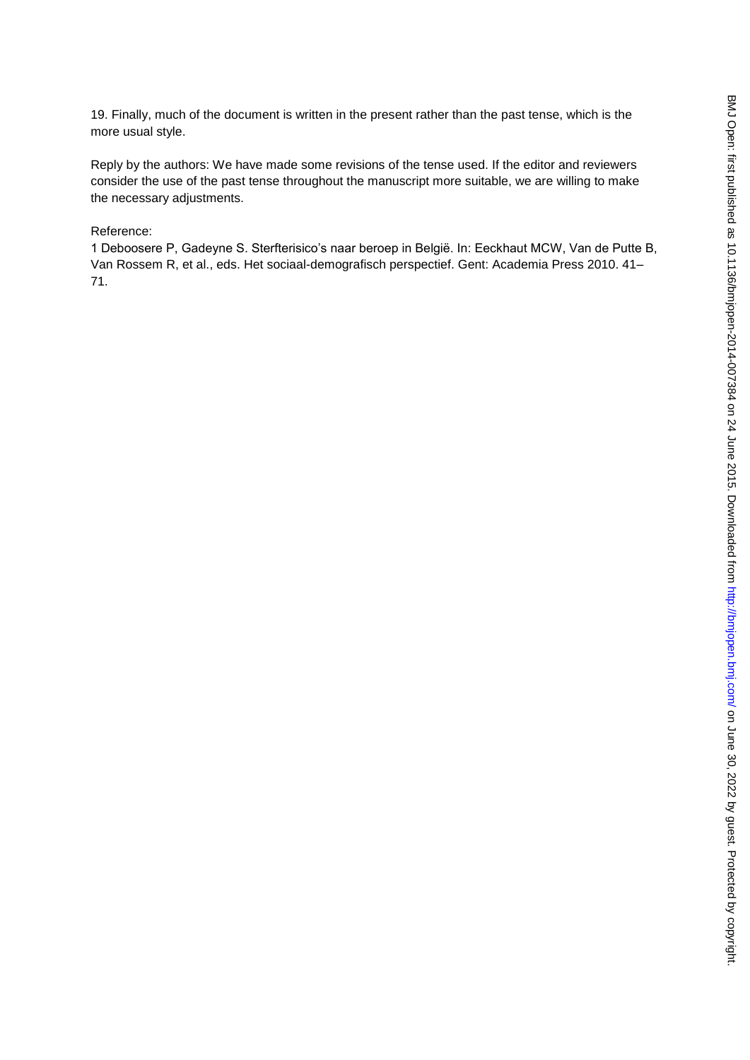19. Finally, much of the document is written in the present rather than the past tense, which is the more usual style.

Reply by the authors: We have made some revisions of the tense used. If the editor and reviewers consider the use of the past tense throughout the manuscript more suitable, we are willing to make the necessary adjustments.

Reference:

1 Deboosere P, Gadeyne S. Sterfterisico's naar beroep in België. In: Eeckhaut MCW, Van de Putte B, Van Rossem R, et al., eds. Het sociaal-demografisch perspectief. Gent: Academia Press 2010. 41–71.